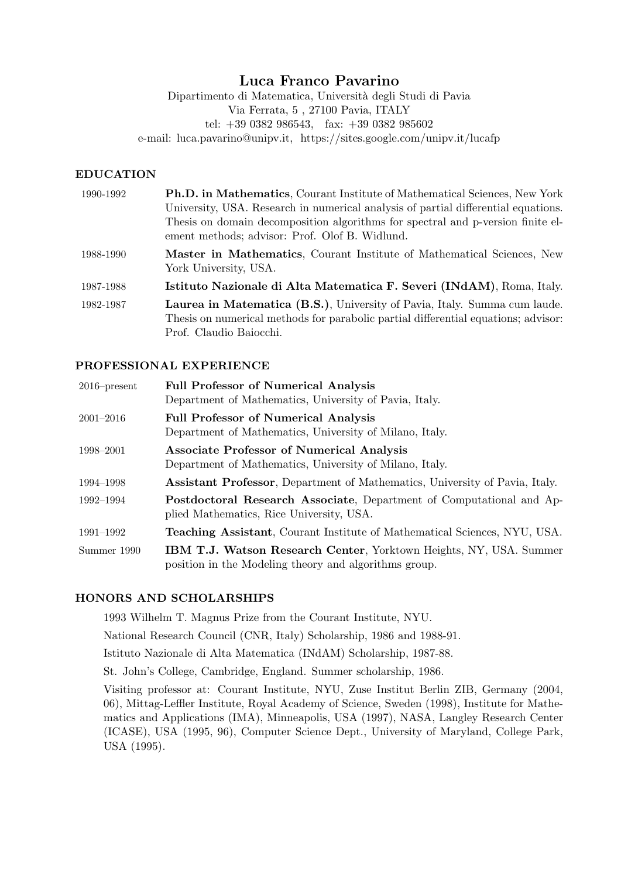# Luca Franco Pavarino

Dipartimento di Matematica, Università degli Studi di Pavia
Via Ferrata, 5 , 27100 Pavia, ITALY
tel: +39 0382 986543, fax: +39 0382 985602
e-mail: luca.pavarino@unipv.it, https://sites.google.com/unipv.it/lucafp

## EDUCATION

| | |
|---|---|
| 1990-1992 | **Ph.D. in Mathematics**, Courant Institute of Mathematical Sciences, New York University, USA. Research in numerical analysis of partial differential equations. Thesis on domain decomposition algorithms for spectral and p-version finite element methods; advisor: Prof. Olof B. Widlund. |
| 1988-1990 | **Master in Mathematics**, Courant Institute of Mathematical Sciences, New York University, USA. |
| 1987-1988 | **Istituto Nazionale di Alta Matematica F. Severi (INdAM)**, Roma, Italy. |
| 1982-1987 | **Laurea in Matematica (B.S.)**, University of Pavia, Italy. Summa cum laude. Thesis on numerical methods for parabolic partial differential equations; advisor: Prof. Claudio Baiocchi. |

## PROFESSIONAL EXPERIENCE

| | |
|---|---|
| 2016–present | **Full Professor of Numerical Analysis**<br>Department of Mathematics, University of Pavia, Italy. |
| 2001–2016 | **Full Professor of Numerical Analysis**<br>Department of Mathematics, University of Milano, Italy. |
| 1998–2001 | **Associate Professor of Numerical Analysis**<br>Department of Mathematics, University of Milano, Italy. |
| 1994–1998 | **Assistant Professor**, Department of Mathematics, University of Pavia, Italy. |
| 1992–1994 | **Postdoctoral Research Associate**, Department of Computational and Applied Mathematics, Rice University, USA. |
| 1991–1992 | **Teaching Assistant**, Courant Institute of Mathematical Sciences, NYU, USA. |
| Summer 1990 | **IBM T.J. Watson Research Center**, Yorktown Heights, NY, USA. Summer position in the Modeling theory and algorithms group. |

## HONORS AND SCHOLARSHIPS

1993 Wilhelm T. Magnus Prize from the Courant Institute, NYU.

National Research Council (CNR, Italy) Scholarship, 1986 and 1988-91.

Istituto Nazionale di Alta Matematica (INdAM) Scholarship, 1987-88.

St. John's College, Cambridge, England. Summer scholarship, 1986.

Visiting professor at: Courant Institute, NYU, Zuse Institut Berlin ZIB, Germany (2004, 06), Mittag-Leffler Institute, Royal Academy of Science, Sweden (1998), Institute for Mathematics and Applications (IMA), Minneapolis, USA (1997), NASA, Langley Research Center (ICASE), USA (1995, 96), Computer Science Dept., University of Maryland, College Park, USA (1995).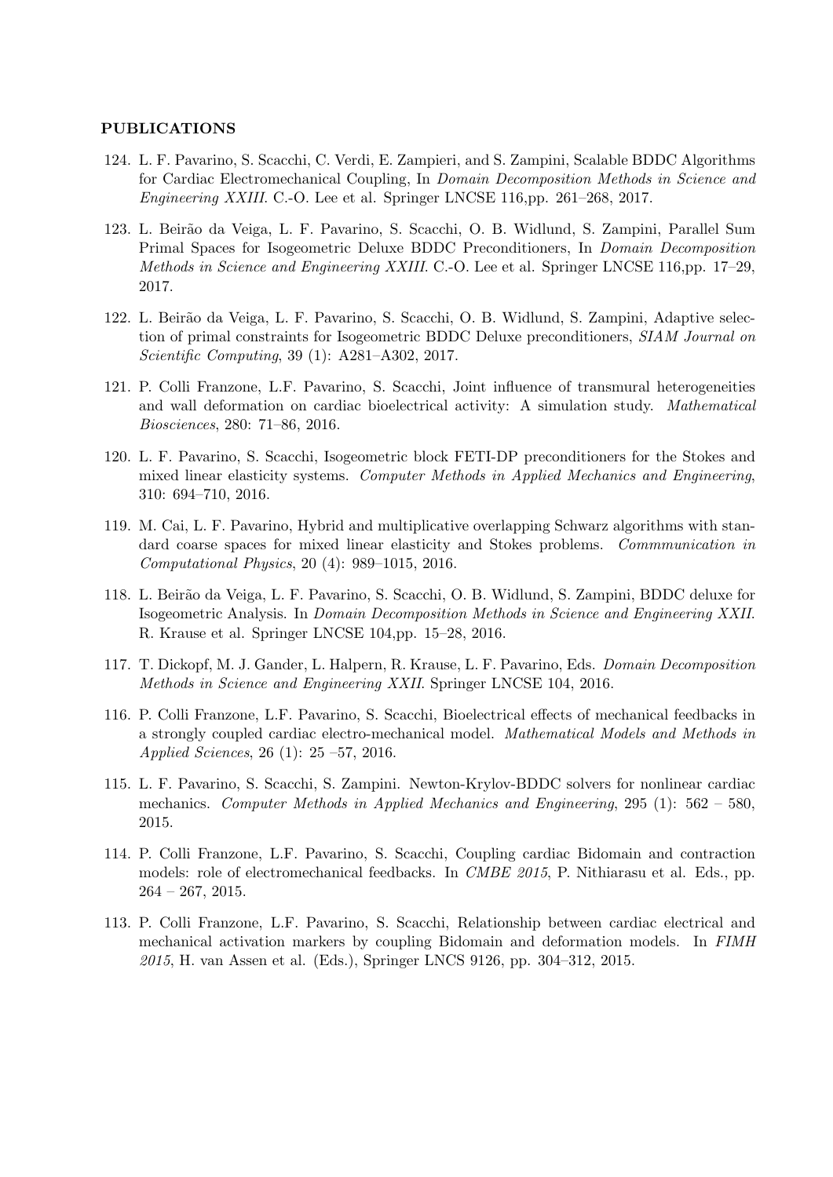**PUBLICATIONS**

124. L. F. Pavarino, S. Scacchi, C. Verdi, E. Zampieri, and S. Zampini, Scalable BDDC Algorithms for Cardiac Electromechanical Coupling, In *Domain Decomposition Methods in Science and Engineering XXIII*. C.-O. Lee et al. Springer LNCSE 116,pp. 261–268, 2017.

123. L. Beirão da Veiga, L. F. Pavarino, S. Scacchi, O. B. Widlund, S. Zampini, Parallel Sum Primal Spaces for Isogeometric Deluxe BDDC Preconditioners, In *Domain Decomposition Methods in Science and Engineering XXIII*. C.-O. Lee et al. Springer LNCSE 116,pp. 17–29, 2017.

122. L. Beirão da Veiga, L. F. Pavarino, S. Scacchi, O. B. Widlund, S. Zampini, Adaptive selection of primal constraints for Isogeometric BDDC Deluxe preconditioners, *SIAM Journal on Scientific Computing*, 39 (1): A281–A302, 2017.

121. P. Colli Franzone, L.F. Pavarino, S. Scacchi, Joint influence of transmural heterogeneities and wall deformation on cardiac bioelectrical activity: A simulation study. *Mathematical Biosciences*, 280: 71–86, 2016.

120. L. F. Pavarino, S. Scacchi, Isogeometric block FETI-DP preconditioners for the Stokes and mixed linear elasticity systems. *Computer Methods in Applied Mechanics and Engineering*, 310: 694–710, 2016.

119. M. Cai, L. F. Pavarino, Hybrid and multiplicative overlapping Schwarz algorithms with standard coarse spaces for mixed linear elasticity and Stokes problems. *Commmunication in Computational Physics*, 20 (4): 989–1015, 2016.

118. L. Beirão da Veiga, L. F. Pavarino, S. Scacchi, O. B. Widlund, S. Zampini, BDDC deluxe for Isogeometric Analysis. In *Domain Decomposition Methods in Science and Engineering XXII*. R. Krause et al. Springer LNCSE 104,pp. 15–28, 2016.

117. T. Dickopf, M. J. Gander, L. Halpern, R. Krause, L. F. Pavarino, Eds. *Domain Decomposition Methods in Science and Engineering XXII*. Springer LNCSE 104, 2016.

116. P. Colli Franzone, L.F. Pavarino, S. Scacchi, Bioelectrical effects of mechanical feedbacks in a strongly coupled cardiac electro-mechanical model. *Mathematical Models and Methods in Applied Sciences*, 26 (1): 25 –57, 2016.

115. L. F. Pavarino, S. Scacchi, S. Zampini. Newton-Krylov-BDDC solvers for nonlinear cardiac mechanics. *Computer Methods in Applied Mechanics and Engineering*, 295 (1): 562 – 580, 2015.

114. P. Colli Franzone, L.F. Pavarino, S. Scacchi, Coupling cardiac Bidomain and contraction models: role of electromechanical feedbacks. In *CMBE 2015*, P. Nithiarasu et al. Eds., pp. 264 – 267, 2015.

113. P. Colli Franzone, L.F. Pavarino, S. Scacchi, Relationship between cardiac electrical and mechanical activation markers by coupling Bidomain and deformation models. In *FIMH 2015*, H. van Assen et al. (Eds.), Springer LNCS 9126, pp. 304–312, 2015.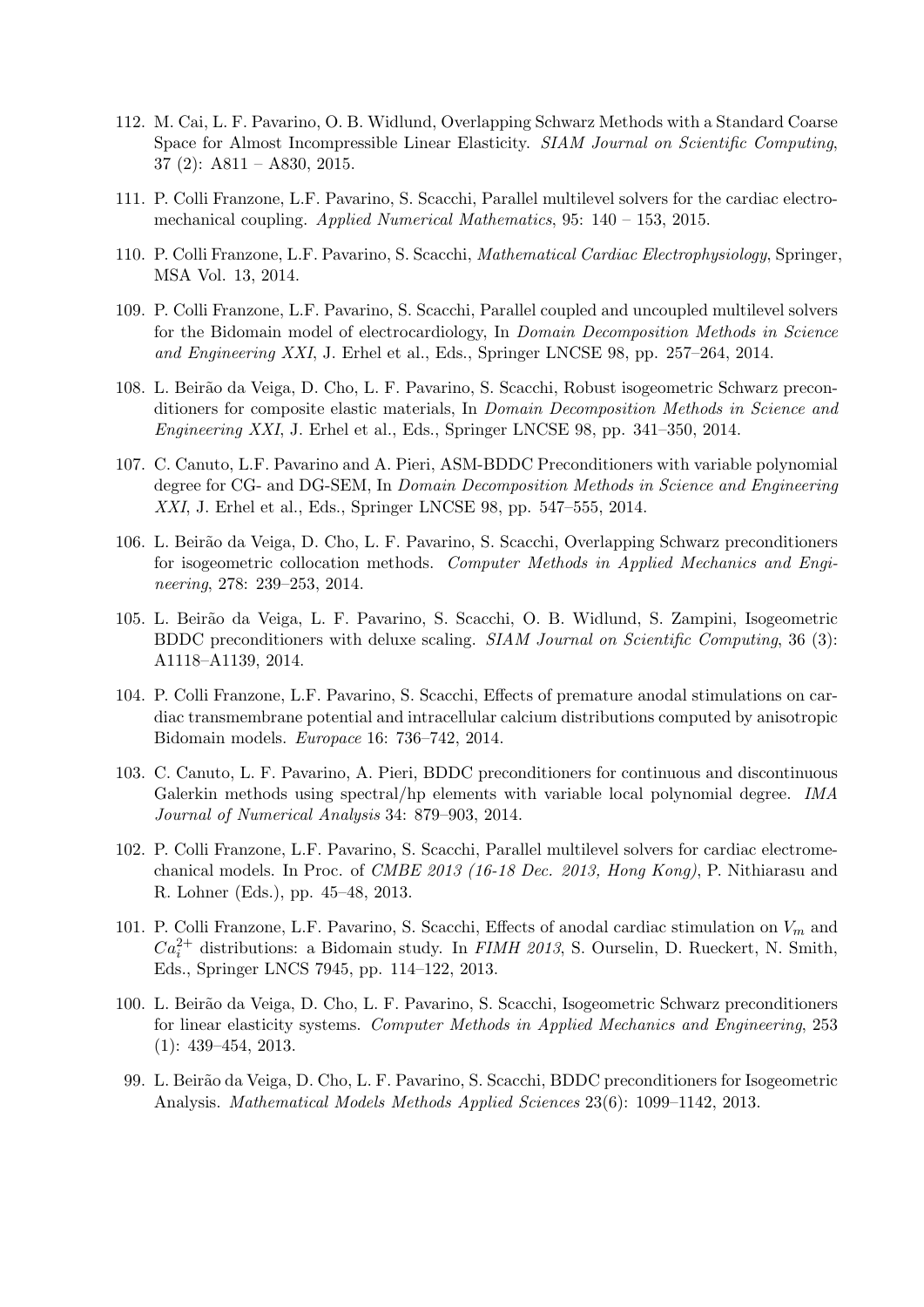112. M. Cai, L. F. Pavarino, O. B. Widlund, Overlapping Schwarz Methods with a Standard Coarse Space for Almost Incompressible Linear Elasticity. *SIAM Journal on Scientific Computing*, 37 (2): A811 – A830, 2015.

111. P. Colli Franzone, L.F. Pavarino, S. Scacchi, Parallel multilevel solvers for the cardiac electromechanical coupling. *Applied Numerical Mathematics*, 95: 140 – 153, 2015.

110. P. Colli Franzone, L.F. Pavarino, S. Scacchi, *Mathematical Cardiac Electrophysiology*, Springer, MSA Vol. 13, 2014.

109. P. Colli Franzone, L.F. Pavarino, S. Scacchi, Parallel coupled and uncoupled multilevel solvers for the Bidomain model of electrocardiology, In *Domain Decomposition Methods in Science and Engineering XXI*, J. Erhel et al., Eds., Springer LNCSE 98, pp. 257–264, 2014.

108. L. Beirão da Veiga, D. Cho, L. F. Pavarino, S. Scacchi, Robust isogeometric Schwarz preconditioners for composite elastic materials, In *Domain Decomposition Methods in Science and Engineering XXI*, J. Erhel et al., Eds., Springer LNCSE 98, pp. 341–350, 2014.

107. C. Canuto, L.F. Pavarino and A. Pieri, ASM-BDDC Preconditioners with variable polynomial degree for CG- and DG-SEM, In *Domain Decomposition Methods in Science and Engineering XXI*, J. Erhel et al., Eds., Springer LNCSE 98, pp. 547–555, 2014.

106. L. Beirão da Veiga, D. Cho, L. F. Pavarino, S. Scacchi, Overlapping Schwarz preconditioners for isogeometric collocation methods. *Computer Methods in Applied Mechanics and Engineering*, 278: 239–253, 2014.

105. L. Beirão da Veiga, L. F. Pavarino, S. Scacchi, O. B. Widlund, S. Zampini, Isogeometric BDDC preconditioners with deluxe scaling. *SIAM Journal on Scientific Computing*, 36 (3): A1118–A1139, 2014.

104. P. Colli Franzone, L.F. Pavarino, S. Scacchi, Effects of premature anodal stimulations on cardiac transmembrane potential and intracellular calcium distributions computed by anisotropic Bidomain models. *Europace* 16: 736–742, 2014.

103. C. Canuto, L. F. Pavarino, A. Pieri, BDDC preconditioners for continuous and discontinuous Galerkin methods using spectral/hp elements with variable local polynomial degree. *IMA Journal of Numerical Analysis* 34: 879–903, 2014.

102. P. Colli Franzone, L.F. Pavarino, S. Scacchi, Parallel multilevel solvers for cardiac electromechanical models. In Proc. of *CMBE 2013 (16-18 Dec. 2013, Hong Kong)*, P. Nithiarasu and R. Lohner (Eds.), pp. 45–48, 2013.

101. P. Colli Franzone, L.F. Pavarino, S. Scacchi, Effects of anodal cardiac stimulation on $V_m$ and $Ca_i^{2+}$ distributions: a Bidomain study. In *FIMH 2013*, S. Ourselin, D. Rueckert, N. Smith, Eds., Springer LNCS 7945, pp. 114–122, 2013.

100. L. Beirão da Veiga, D. Cho, L. F. Pavarino, S. Scacchi, Isogeometric Schwarz preconditioners for linear elasticity systems. *Computer Methods in Applied Mechanics and Engineering*, 253 (1): 439–454, 2013.

99. L. Beirão da Veiga, D. Cho, L. F. Pavarino, S. Scacchi, BDDC preconditioners for Isogeometric Analysis. *Mathematical Models Methods Applied Sciences* 23(6): 1099–1142, 2013.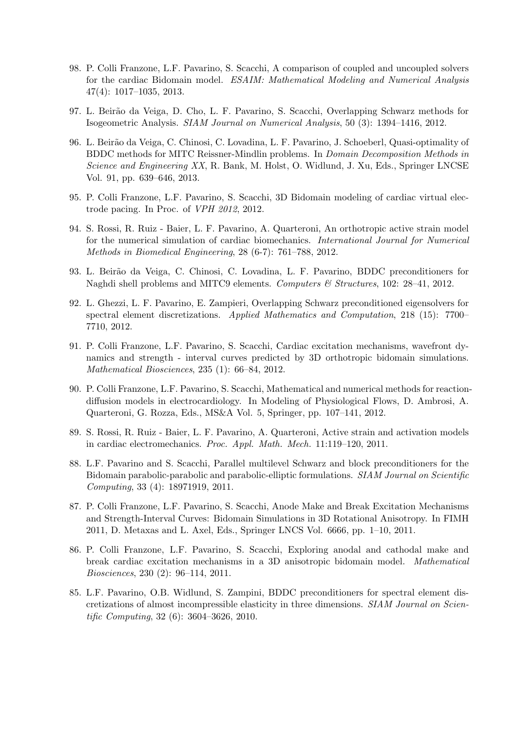98. P. Colli Franzone, L.F. Pavarino, S. Scacchi, A comparison of coupled and uncoupled solvers for the cardiac Bidomain model. *ESAIM: Mathematical Modeling and Numerical Analysis* 47(4): 1017–1035, 2013.

97. L. Beirão da Veiga, D. Cho, L. F. Pavarino, S. Scacchi, Overlapping Schwarz methods for Isogeometric Analysis. *SIAM Journal on Numerical Analysis*, 50 (3): 1394–1416, 2012.

96. L. Beirão da Veiga, C. Chinosi, C. Lovadina, L. F. Pavarino, J. Schoeberl, Quasi-optimality of BDDC methods for MITC Reissner-Mindlin problems. In *Domain Decomposition Methods in Science and Engineering XX*, R. Bank, M. Holst, O. Widlund, J. Xu, Eds., Springer LNCSE Vol. 91, pp. 639–646, 2013.

95. P. Colli Franzone, L.F. Pavarino, S. Scacchi, 3D Bidomain modeling of cardiac virtual electrode pacing. In Proc. of *VPH 2012*, 2012.

94. S. Rossi, R. Ruiz - Baier, L. F. Pavarino, A. Quarteroni, An orthotropic active strain model for the numerical simulation of cardiac biomechanics. *International Journal for Numerical Methods in Biomedical Engineering*, 28 (6-7): 761–788, 2012.

93. L. Beirão da Veiga, C. Chinosi, C. Lovadina, L. F. Pavarino, BDDC preconditioners for Naghdi shell problems and MITC9 elements. *Computers & Structures*, 102: 28–41, 2012.

92. L. Ghezzi, L. F. Pavarino, E. Zampieri, Overlapping Schwarz preconditioned eigensolvers for spectral element discretizations. *Applied Mathematics and Computation*, 218 (15): 7700–7710, 2012.

91. P. Colli Franzone, L.F. Pavarino, S. Scacchi, Cardiac excitation mechanisms, wavefront dynamics and strength - interval curves predicted by 3D orthotropic bidomain simulations. *Mathematical Biosciences*, 235 (1): 66–84, 2012.

90. P. Colli Franzone, L.F. Pavarino, S. Scacchi, Mathematical and numerical methods for reaction-diffusion models in electrocardiology. In Modeling of Physiological Flows, D. Ambrosi, A. Quarteroni, G. Rozza, Eds., MS&A Vol. 5, Springer, pp. 107–141, 2012.

89. S. Rossi, R. Ruiz - Baier, L. F. Pavarino, A. Quarteroni, Active strain and activation models in cardiac electromechanics. *Proc. Appl. Math. Mech.* 11:119–120, 2011.

88. L.F. Pavarino and S. Scacchi, Parallel multilevel Schwarz and block preconditioners for the Bidomain parabolic-parabolic and parabolic-elliptic formulations. *SIAM Journal on Scientific Computing*, 33 (4): 18971919, 2011.

87. P. Colli Franzone, L.F. Pavarino, S. Scacchi, Anode Make and Break Excitation Mechanisms and Strength-Interval Curves: Bidomain Simulations in 3D Rotational Anisotropy. In FIMH 2011, D. Metaxas and L. Axel, Eds., Springer LNCS Vol. 6666, pp. 1–10, 2011.

86. P. Colli Franzone, L.F. Pavarino, S. Scacchi, Exploring anodal and cathodal make and break cardiac excitation mechanisms in a 3D anisotropic bidomain model. *Mathematical Biosciences*, 230 (2): 96–114, 2011.

85. L.F. Pavarino, O.B. Widlund, S. Zampini, BDDC preconditioners for spectral element discretizations of almost incompressible elasticity in three dimensions. *SIAM Journal on Scientific Computing*, 32 (6): 3604–3626, 2010.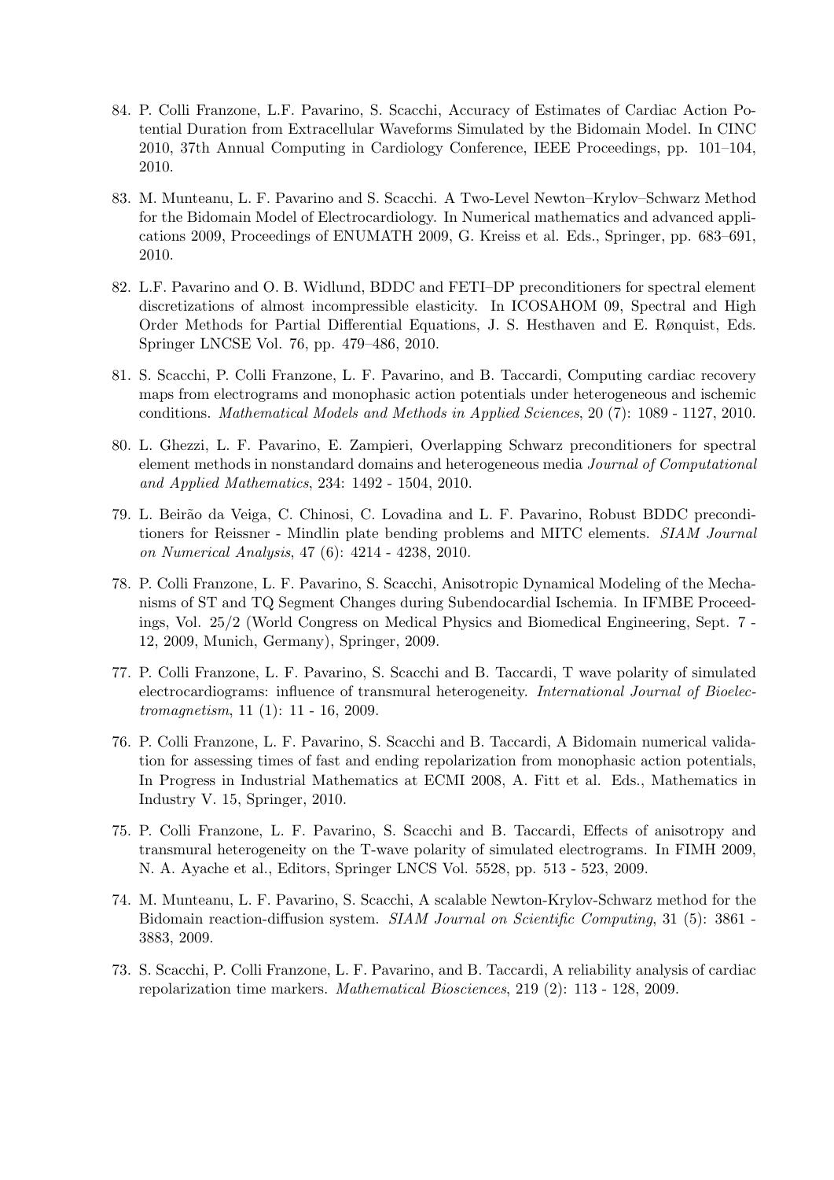84. P. Colli Franzone, L.F. Pavarino, S. Scacchi, Accuracy of Estimates of Cardiac Action Potential Duration from Extracellular Waveforms Simulated by the Bidomain Model. In CINC 2010, 37th Annual Computing in Cardiology Conference, IEEE Proceedings, pp. 101–104, 2010.

83. M. Munteanu, L. F. Pavarino and S. Scacchi. A Two-Level Newton–Krylov–Schwarz Method for the Bidomain Model of Electrocardiology. In Numerical mathematics and advanced applications 2009, Proceedings of ENUMATH 2009, G. Kreiss et al. Eds., Springer, pp. 683–691, 2010.

82. L.F. Pavarino and O. B. Widlund, BDDC and FETI–DP preconditioners for spectral element discretizations of almost incompressible elasticity. In ICOSAHOM 09, Spectral and High Order Methods for Partial Differential Equations, J. S. Hesthaven and E. Rønquist, Eds. Springer LNCSE Vol. 76, pp. 479–486, 2010.

81. S. Scacchi, P. Colli Franzone, L. F. Pavarino, and B. Taccardi, Computing cardiac recovery maps from electrograms and monophasic action potentials under heterogeneous and ischemic conditions. *Mathematical Models and Methods in Applied Sciences*, 20 (7): 1089 - 1127, 2010.

80. L. Ghezzi, L. F. Pavarino, E. Zampieri, Overlapping Schwarz preconditioners for spectral element methods in nonstandard domains and heterogeneous media *Journal of Computational and Applied Mathematics*, 234: 1492 - 1504, 2010.

79. L. Beirão da Veiga, C. Chinosi, C. Lovadina and L. F. Pavarino, Robust BDDC preconditioners for Reissner - Mindlin plate bending problems and MITC elements. *SIAM Journal on Numerical Analysis*, 47 (6): 4214 - 4238, 2010.

78. P. Colli Franzone, L. F. Pavarino, S. Scacchi, Anisotropic Dynamical Modeling of the Mechanisms of ST and TQ Segment Changes during Subendocardial Ischemia. In IFMBE Proceedings, Vol. 25/2 (World Congress on Medical Physics and Biomedical Engineering, Sept. 7 - 12, 2009, Munich, Germany), Springer, 2009.

77. P. Colli Franzone, L. F. Pavarino, S. Scacchi and B. Taccardi, T wave polarity of simulated electrocardiograms: influence of transmural heterogeneity. *International Journal of Bioelectromagnetism*, 11 (1): 11 - 16, 2009.

76. P. Colli Franzone, L. F. Pavarino, S. Scacchi and B. Taccardi, A Bidomain numerical validation for assessing times of fast and ending repolarization from monophasic action potentials, In Progress in Industrial Mathematics at ECMI 2008, A. Fitt et al. Eds., Mathematics in Industry V. 15, Springer, 2010.

75. P. Colli Franzone, L. F. Pavarino, S. Scacchi and B. Taccardi, Effects of anisotropy and transmural heterogeneity on the T-wave polarity of simulated electrograms. In FIMH 2009, N. A. Ayache et al., Editors, Springer LNCS Vol. 5528, pp. 513 - 523, 2009.

74. M. Munteanu, L. F. Pavarino, S. Scacchi, A scalable Newton-Krylov-Schwarz method for the Bidomain reaction-diffusion system. *SIAM Journal on Scientific Computing*, 31 (5): 3861 - 3883, 2009.

73. S. Scacchi, P. Colli Franzone, L. F. Pavarino, and B. Taccardi, A reliability analysis of cardiac repolarization time markers. *Mathematical Biosciences*, 219 (2): 113 - 128, 2009.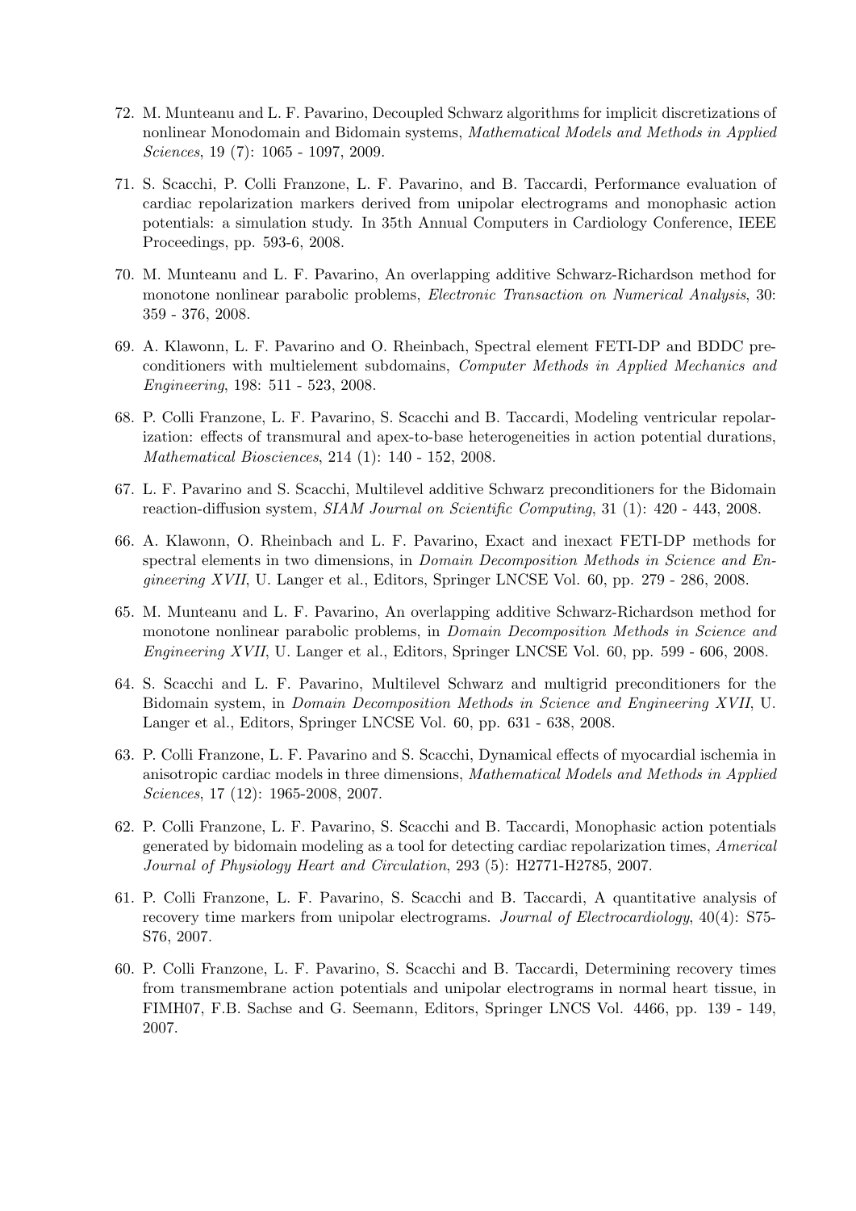72. M. Munteanu and L. F. Pavarino, Decoupled Schwarz algorithms for implicit discretizations of nonlinear Monodomain and Bidomain systems, *Mathematical Models and Methods in Applied Sciences*, 19 (7): 1065 - 1097, 2009.

71. S. Scacchi, P. Colli Franzone, L. F. Pavarino, and B. Taccardi, Performance evaluation of cardiac repolarization markers derived from unipolar electrograms and monophasic action potentials: a simulation study. In 35th Annual Computers in Cardiology Conference, IEEE Proceedings, pp. 593-6, 2008.

70. M. Munteanu and L. F. Pavarino, An overlapping additive Schwarz-Richardson method for monotone nonlinear parabolic problems, *Electronic Transaction on Numerical Analysis*, 30: 359 - 376, 2008.

69. A. Klawonn, L. F. Pavarino and O. Rheinbach, Spectral element FETI-DP and BDDC preconditioners with multielement subdomains, *Computer Methods in Applied Mechanics and Engineering*, 198: 511 - 523, 2008.

68. P. Colli Franzone, L. F. Pavarino, S. Scacchi and B. Taccardi, Modeling ventricular repolarization: effects of transmural and apex-to-base heterogeneities in action potential durations, *Mathematical Biosciences*, 214 (1): 140 - 152, 2008.

67. L. F. Pavarino and S. Scacchi, Multilevel additive Schwarz preconditioners for the Bidomain reaction-diffusion system, *SIAM Journal on Scientific Computing*, 31 (1): 420 - 443, 2008.

66. A. Klawonn, O. Rheinbach and L. F. Pavarino, Exact and inexact FETI-DP methods for spectral elements in two dimensions, in *Domain Decomposition Methods in Science and Engineering XVII*, U. Langer et al., Editors, Springer LNCSE Vol. 60, pp. 279 - 286, 2008.

65. M. Munteanu and L. F. Pavarino, An overlapping additive Schwarz-Richardson method for monotone nonlinear parabolic problems, in *Domain Decomposition Methods in Science and Engineering XVII*, U. Langer et al., Editors, Springer LNCSE Vol. 60, pp. 599 - 606, 2008.

64. S. Scacchi and L. F. Pavarino, Multilevel Schwarz and multigrid preconditioners for the Bidomain system, in *Domain Decomposition Methods in Science and Engineering XVII*, U. Langer et al., Editors, Springer LNCSE Vol. 60, pp. 631 - 638, 2008.

63. P. Colli Franzone, L. F. Pavarino and S. Scacchi, Dynamical effects of myocardial ischemia in anisotropic cardiac models in three dimensions, *Mathematical Models and Methods in Applied Sciences*, 17 (12): 1965-2008, 2007.

62. P. Colli Franzone, L. F. Pavarino, S. Scacchi and B. Taccardi, Monophasic action potentials generated by bidomain modeling as a tool for detecting cardiac repolarization times, *Americal Journal of Physiology Heart and Circulation*, 293 (5): H2771-H2785, 2007.

61. P. Colli Franzone, L. F. Pavarino, S. Scacchi and B. Taccardi, A quantitative analysis of recovery time markers from unipolar electrograms. *Journal of Electrocardiology*, 40(4): S75-S76, 2007.

60. P. Colli Franzone, L. F. Pavarino, S. Scacchi and B. Taccardi, Determining recovery times from transmembrane action potentials and unipolar electrograms in normal heart tissue, in FIMH07, F.B. Sachse and G. Seemann, Editors, Springer LNCS Vol. 4466, pp. 139 - 149, 2007.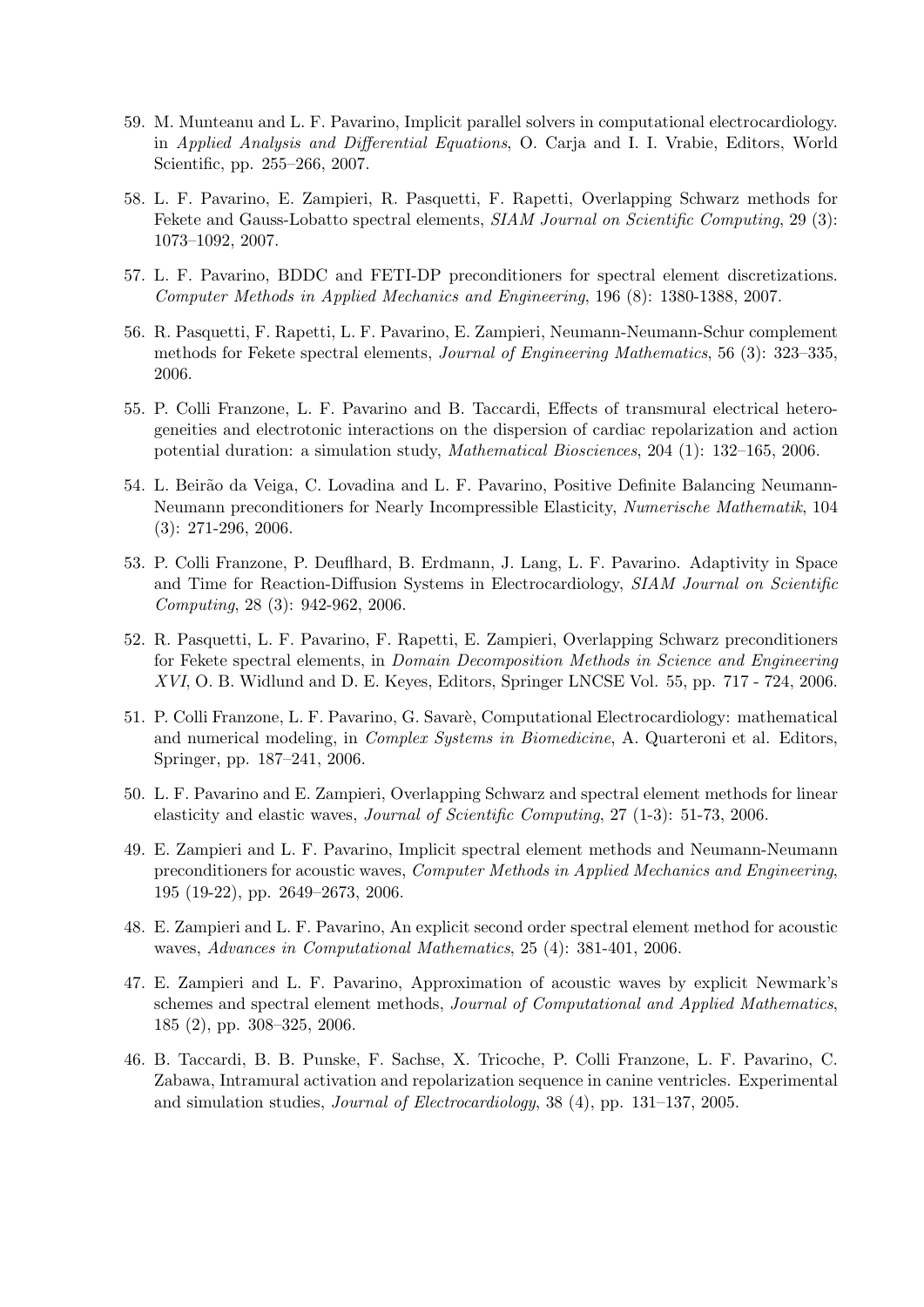59. M. Munteanu and L. F. Pavarino, Implicit parallel solvers in computational electrocardiology. in *Applied Analysis and Differential Equations*, O. Carja and I. I. Vrabie, Editors, World Scientific, pp. 255–266, 2007.

58. L. F. Pavarino, E. Zampieri, R. Pasquetti, F. Rapetti, Overlapping Schwarz methods for Fekete and Gauss-Lobatto spectral elements, *SIAM Journal on Scientific Computing*, 29 (3): 1073–1092, 2007.

57. L. F. Pavarino, BDDC and FETI-DP preconditioners for spectral element discretizations. *Computer Methods in Applied Mechanics and Engineering*, 196 (8): 1380-1388, 2007.

56. R. Pasquetti, F. Rapetti, L. F. Pavarino, E. Zampieri, Neumann-Neumann-Schur complement methods for Fekete spectral elements, *Journal of Engineering Mathematics*, 56 (3): 323–335, 2006.

55. P. Colli Franzone, L. F. Pavarino and B. Taccardi, Effects of transmural electrical heterogeneities and electrotonic interactions on the dispersion of cardiac repolarization and action potential duration: a simulation study, *Mathematical Biosciences*, 204 (1): 132–165, 2006.

54. L. Beirão da Veiga, C. Lovadina and L. F. Pavarino, Positive Definite Balancing Neumann-Neumann preconditioners for Nearly Incompressible Elasticity, *Numerische Mathematik*, 104 (3): 271-296, 2006.

53. P. Colli Franzone, P. Deuflhard, B. Erdmann, J. Lang, L. F. Pavarino. Adaptivity in Space and Time for Reaction-Diffusion Systems in Electrocardiology, *SIAM Journal on Scientific Computing*, 28 (3): 942-962, 2006.

52. R. Pasquetti, L. F. Pavarino, F. Rapetti, E. Zampieri, Overlapping Schwarz preconditioners for Fekete spectral elements, in *Domain Decomposition Methods in Science and Engineering XVI*, O. B. Widlund and D. E. Keyes, Editors, Springer LNCSE Vol. 55, pp. 717 - 724, 2006.

51. P. Colli Franzone, L. F. Pavarino, G. Savarè, Computational Electrocardiology: mathematical and numerical modeling, in *Complex Systems in Biomedicine*, A. Quarteroni et al. Editors, Springer, pp. 187–241, 2006.

50. L. F. Pavarino and E. Zampieri, Overlapping Schwarz and spectral element methods for linear elasticity and elastic waves, *Journal of Scientific Computing*, 27 (1-3): 51-73, 2006.

49. E. Zampieri and L. F. Pavarino, Implicit spectral element methods and Neumann-Neumann preconditioners for acoustic waves, *Computer Methods in Applied Mechanics and Engineering*, 195 (19-22), pp. 2649–2673, 2006.

48. E. Zampieri and L. F. Pavarino, An explicit second order spectral element method for acoustic waves, *Advances in Computational Mathematics*, 25 (4): 381-401, 2006.

47. E. Zampieri and L. F. Pavarino, Approximation of acoustic waves by explicit Newmark's schemes and spectral element methods, *Journal of Computational and Applied Mathematics*, 185 (2), pp. 308–325, 2006.

46. B. Taccardi, B. B. Punske, F. Sachse, X. Tricoche, P. Colli Franzone, L. F. Pavarino, C. Zabawa, Intramural activation and repolarization sequence in canine ventricles. Experimental and simulation studies, *Journal of Electrocardiology*, 38 (4), pp. 131–137, 2005.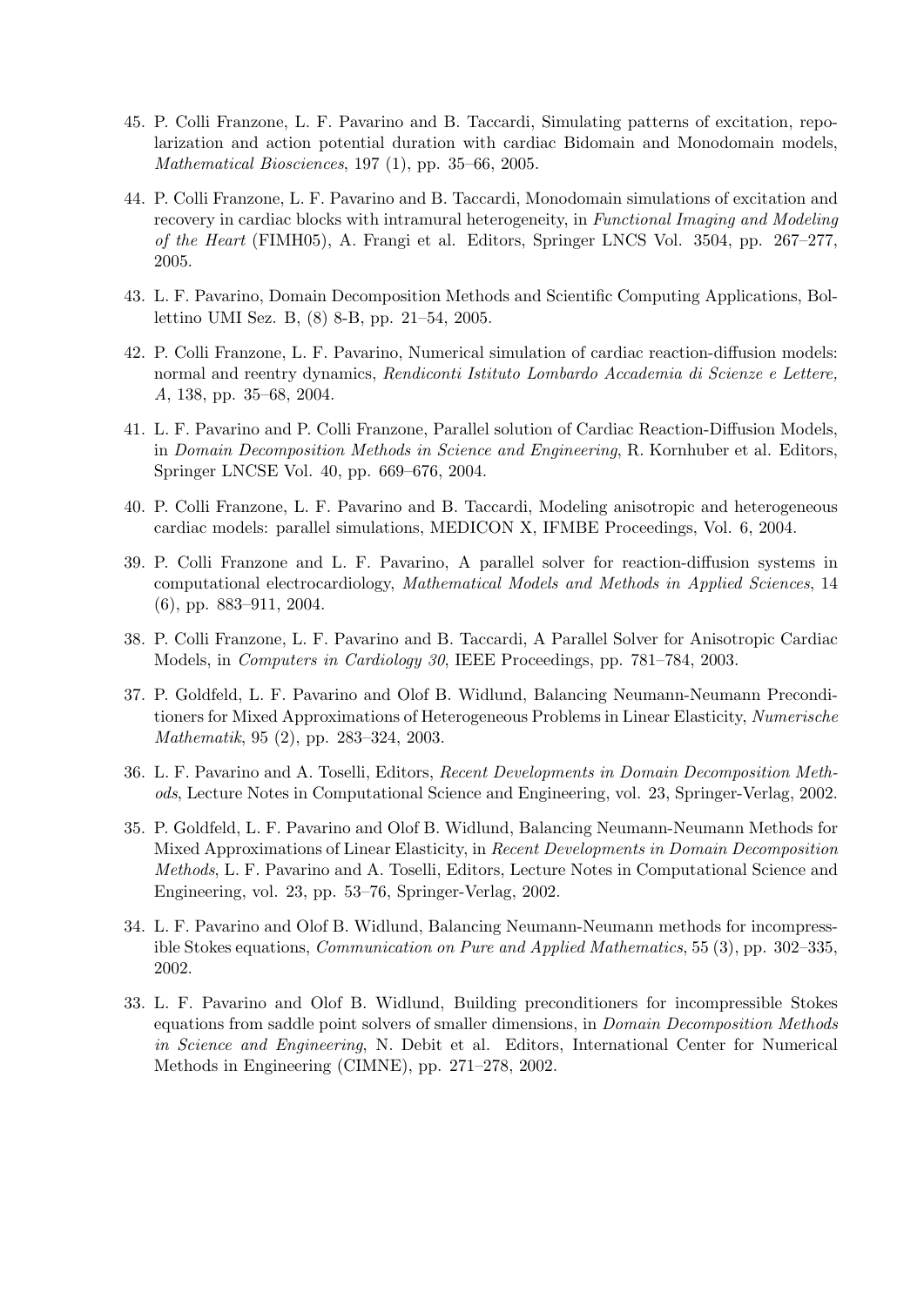45. P. Colli Franzone, L. F. Pavarino and B. Taccardi, Simulating patterns of excitation, repolarization and action potential duration with cardiac Bidomain and Monodomain models, *Mathematical Biosciences*, 197 (1), pp. 35–66, 2005.

44. P. Colli Franzone, L. F. Pavarino and B. Taccardi, Monodomain simulations of excitation and recovery in cardiac blocks with intramural heterogeneity, in *Functional Imaging and Modeling of the Heart* (FIMH05), A. Frangi et al. Editors, Springer LNCS Vol. 3504, pp. 267–277, 2005.

43. L. F. Pavarino, Domain Decomposition Methods and Scientific Computing Applications, Bollettino UMI Sez. B, (8) 8-B, pp. 21–54, 2005.

42. P. Colli Franzone, L. F. Pavarino, Numerical simulation of cardiac reaction-diffusion models: normal and reentry dynamics, *Rendiconti Istituto Lombardo Accademia di Scienze e Lettere, A*, 138, pp. 35–68, 2004.

41. L. F. Pavarino and P. Colli Franzone, Parallel solution of Cardiac Reaction-Diffusion Models, in *Domain Decomposition Methods in Science and Engineering*, R. Kornhuber et al. Editors, Springer LNCSE Vol. 40, pp. 669–676, 2004.

40. P. Colli Franzone, L. F. Pavarino and B. Taccardi, Modeling anisotropic and heterogeneous cardiac models: parallel simulations, MEDICON X, IFMBE Proceedings, Vol. 6, 2004.

39. P. Colli Franzone and L. F. Pavarino, A parallel solver for reaction-diffusion systems in computational electrocardiology, *Mathematical Models and Methods in Applied Sciences*, 14 (6), pp. 883–911, 2004.

38. P. Colli Franzone, L. F. Pavarino and B. Taccardi, A Parallel Solver for Anisotropic Cardiac Models, in *Computers in Cardiology 30*, IEEE Proceedings, pp. 781–784, 2003.

37. P. Goldfeld, L. F. Pavarino and Olof B. Widlund, Balancing Neumann-Neumann Preconditioners for Mixed Approximations of Heterogeneous Problems in Linear Elasticity, *Numerische Mathematik*, 95 (2), pp. 283–324, 2003.

36. L. F. Pavarino and A. Toselli, Editors, *Recent Developments in Domain Decomposition Methods*, Lecture Notes in Computational Science and Engineering, vol. 23, Springer-Verlag, 2002.

35. P. Goldfeld, L. F. Pavarino and Olof B. Widlund, Balancing Neumann-Neumann Methods for Mixed Approximations of Linear Elasticity, in *Recent Developments in Domain Decomposition Methods*, L. F. Pavarino and A. Toselli, Editors, Lecture Notes in Computational Science and Engineering, vol. 23, pp. 53–76, Springer-Verlag, 2002.

34. L. F. Pavarino and Olof B. Widlund, Balancing Neumann-Neumann methods for incompressible Stokes equations, *Communication on Pure and Applied Mathematics*, 55 (3), pp. 302–335, 2002.

33. L. F. Pavarino and Olof B. Widlund, Building preconditioners for incompressible Stokes equations from saddle point solvers of smaller dimensions, in *Domain Decomposition Methods in Science and Engineering*, N. Debit et al. Editors, International Center for Numerical Methods in Engineering (CIMNE), pp. 271–278, 2002.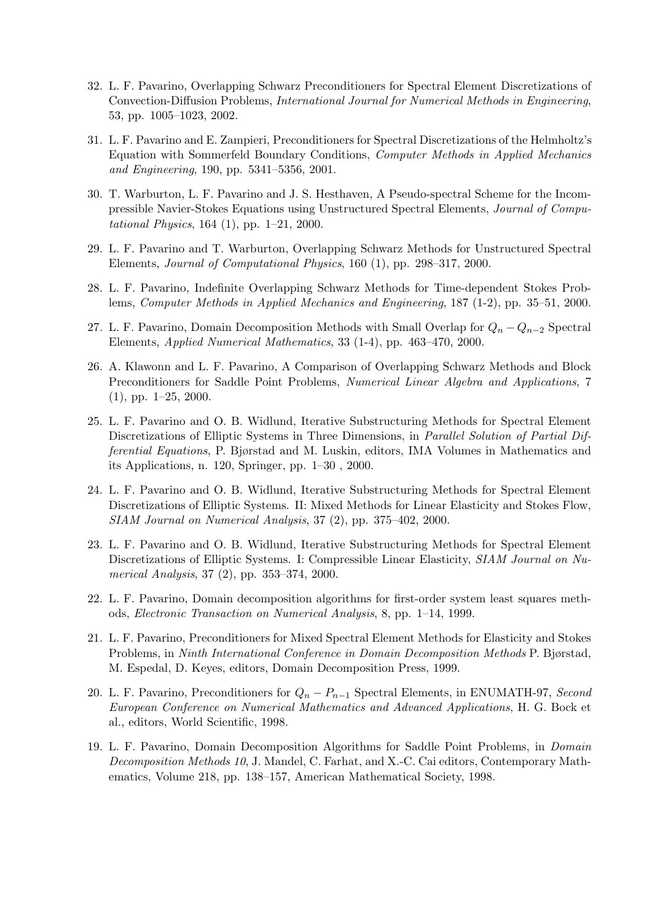32. L. F. Pavarino, Overlapping Schwarz Preconditioners for Spectral Element Discretizations of Convection-Diffusion Problems, *International Journal for Numerical Methods in Engineering*, 53, pp. 1005–1023, 2002.

31. L. F. Pavarino and E. Zampieri, Preconditioners for Spectral Discretizations of the Helmholtz's Equation with Sommerfeld Boundary Conditions, *Computer Methods in Applied Mechanics and Engineering*, 190, pp. 5341–5356, 2001.

30. T. Warburton, L. F. Pavarino and J. S. Hesthaven, A Pseudo-spectral Scheme for the Incompressible Navier-Stokes Equations using Unstructured Spectral Elements, *Journal of Computational Physics*, 164 (1), pp. 1–21, 2000.

29. L. F. Pavarino and T. Warburton, Overlapping Schwarz Methods for Unstructured Spectral Elements, *Journal of Computational Physics*, 160 (1), pp. 298–317, 2000.

28. L. F. Pavarino, Indefinite Overlapping Schwarz Methods for Time-dependent Stokes Problems, *Computer Methods in Applied Mechanics and Engineering*, 187 (1-2), pp. 35–51, 2000.

27. L. F. Pavarino, Domain Decomposition Methods with Small Overlap for $Q_n - Q_{n-2}$ Spectral Elements, *Applied Numerical Mathematics*, 33 (1-4), pp. 463–470, 2000.

26. A. Klawonn and L. F. Pavarino, A Comparison of Overlapping Schwarz Methods and Block Preconditioners for Saddle Point Problems, *Numerical Linear Algebra and Applications*, 7 (1), pp. 1–25, 2000.

25. L. F. Pavarino and O. B. Widlund, Iterative Substructuring Methods for Spectral Element Discretizations of Elliptic Systems in Three Dimensions, in *Parallel Solution of Partial Differential Equations*, P. Bjørstad and M. Luskin, editors, IMA Volumes in Mathematics and its Applications, n. 120, Springer, pp. 1–30 , 2000.

24. L. F. Pavarino and O. B. Widlund, Iterative Substructuring Methods for Spectral Element Discretizations of Elliptic Systems. II: Mixed Methods for Linear Elasticity and Stokes Flow, *SIAM Journal on Numerical Analysis*, 37 (2), pp. 375–402, 2000.

23. L. F. Pavarino and O. B. Widlund, Iterative Substructuring Methods for Spectral Element Discretizations of Elliptic Systems. I: Compressible Linear Elasticity, *SIAM Journal on Numerical Analysis*, 37 (2), pp. 353–374, 2000.

22. L. F. Pavarino, Domain decomposition algorithms for first-order system least squares methods, *Electronic Transaction on Numerical Analysis*, 8, pp. 1–14, 1999.

21. L. F. Pavarino, Preconditioners for Mixed Spectral Element Methods for Elasticity and Stokes Problems, in *Ninth International Conference in Domain Decomposition Methods* P. Bjørstad, M. Espedal, D. Keyes, editors, Domain Decomposition Press, 1999.

20. L. F. Pavarino, Preconditioners for $Q_n - P_{n-1}$ Spectral Elements, in ENUMATH-97, *Second European Conference on Numerical Mathematics and Advanced Applications*, H. G. Bock et al., editors, World Scientific, 1998.

19. L. F. Pavarino, Domain Decomposition Algorithms for Saddle Point Problems, in *Domain Decomposition Methods 10*, J. Mandel, C. Farhat, and X.-C. Cai editors, Contemporary Mathematics, Volume 218, pp. 138–157, American Mathematical Society, 1998.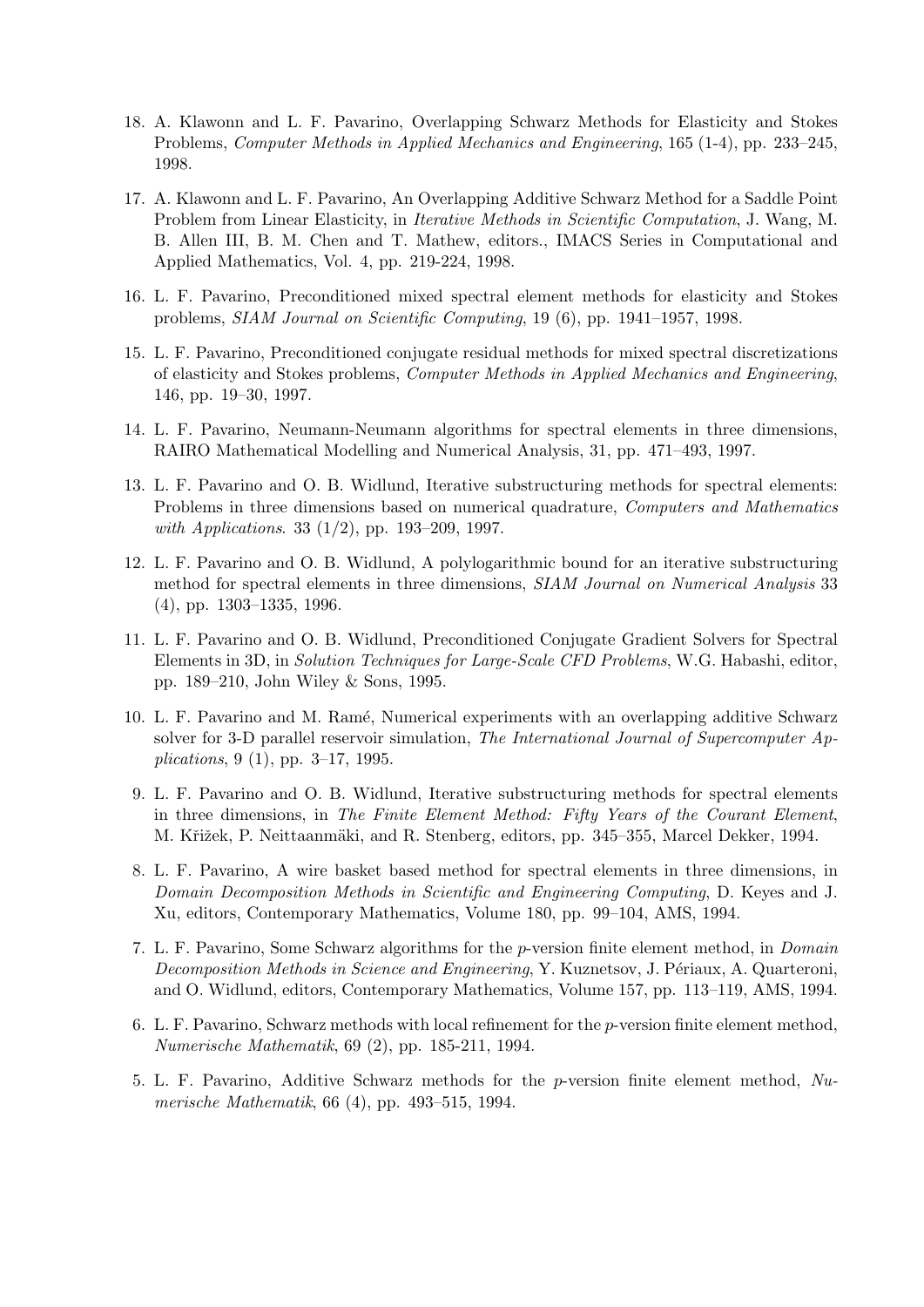18. A. Klawonn and L. F. Pavarino, Overlapping Schwarz Methods for Elasticity and Stokes Problems, *Computer Methods in Applied Mechanics and Engineering*, 165 (1-4), pp. 233–245, 1998.

17. A. Klawonn and L. F. Pavarino, An Overlapping Additive Schwarz Method for a Saddle Point Problem from Linear Elasticity, in *Iterative Methods in Scientific Computation*, J. Wang, M. B. Allen III, B. M. Chen and T. Mathew, editors., IMACS Series in Computational and Applied Mathematics, Vol. 4, pp. 219-224, 1998.

16. L. F. Pavarino, Preconditioned mixed spectral element methods for elasticity and Stokes problems, *SIAM Journal on Scientific Computing*, 19 (6), pp. 1941–1957, 1998.

15. L. F. Pavarino, Preconditioned conjugate residual methods for mixed spectral discretizations of elasticity and Stokes problems, *Computer Methods in Applied Mechanics and Engineering*, 146, pp. 19–30, 1997.

14. L. F. Pavarino, Neumann-Neumann algorithms for spectral elements in three dimensions, RAIRO Mathematical Modelling and Numerical Analysis, 31, pp. 471–493, 1997.

13. L. F. Pavarino and O. B. Widlund, Iterative substructuring methods for spectral elements: Problems in three dimensions based on numerical quadrature, *Computers and Mathematics with Applications*. 33 (1/2), pp. 193–209, 1997.

12. L. F. Pavarino and O. B. Widlund, A polylogarithmic bound for an iterative substructuring method for spectral elements in three dimensions, *SIAM Journal on Numerical Analysis* 33 (4), pp. 1303–1335, 1996.

11. L. F. Pavarino and O. B. Widlund, Preconditioned Conjugate Gradient Solvers for Spectral Elements in 3D, in *Solution Techniques for Large-Scale CFD Problems*, W.G. Habashi, editor, pp. 189–210, John Wiley & Sons, 1995.

10. L. F. Pavarino and M. Ramé, Numerical experiments with an overlapping additive Schwarz solver for 3-D parallel reservoir simulation, *The International Journal of Supercomputer Applications*, 9 (1), pp. 3–17, 1995.

9. L. F. Pavarino and O. B. Widlund, Iterative substructuring methods for spectral elements in three dimensions, in *The Finite Element Method: Fifty Years of the Courant Element*, M. Křižek, P. Neittaanmäki, and R. Stenberg, editors, pp. 345–355, Marcel Dekker, 1994.

8. L. F. Pavarino, A wire basket based method for spectral elements in three dimensions, in *Domain Decomposition Methods in Scientific and Engineering Computing*, D. Keyes and J. Xu, editors, Contemporary Mathematics, Volume 180, pp. 99–104, AMS, 1994.

7. L. F. Pavarino, Some Schwarz algorithms for the $p$-version finite element method, in *Domain Decomposition Methods in Science and Engineering*, Y. Kuznetsov, J. Périaux, A. Quarteroni, and O. Widlund, editors, Contemporary Mathematics, Volume 157, pp. 113–119, AMS, 1994.

6. L. F. Pavarino, Schwarz methods with local refinement for the $p$-version finite element method, *Numerische Mathematik*, 69 (2), pp. 185-211, 1994.

5. L. F. Pavarino, Additive Schwarz methods for the $p$-version finite element method, *Numerische Mathematik*, 66 (4), pp. 493–515, 1994.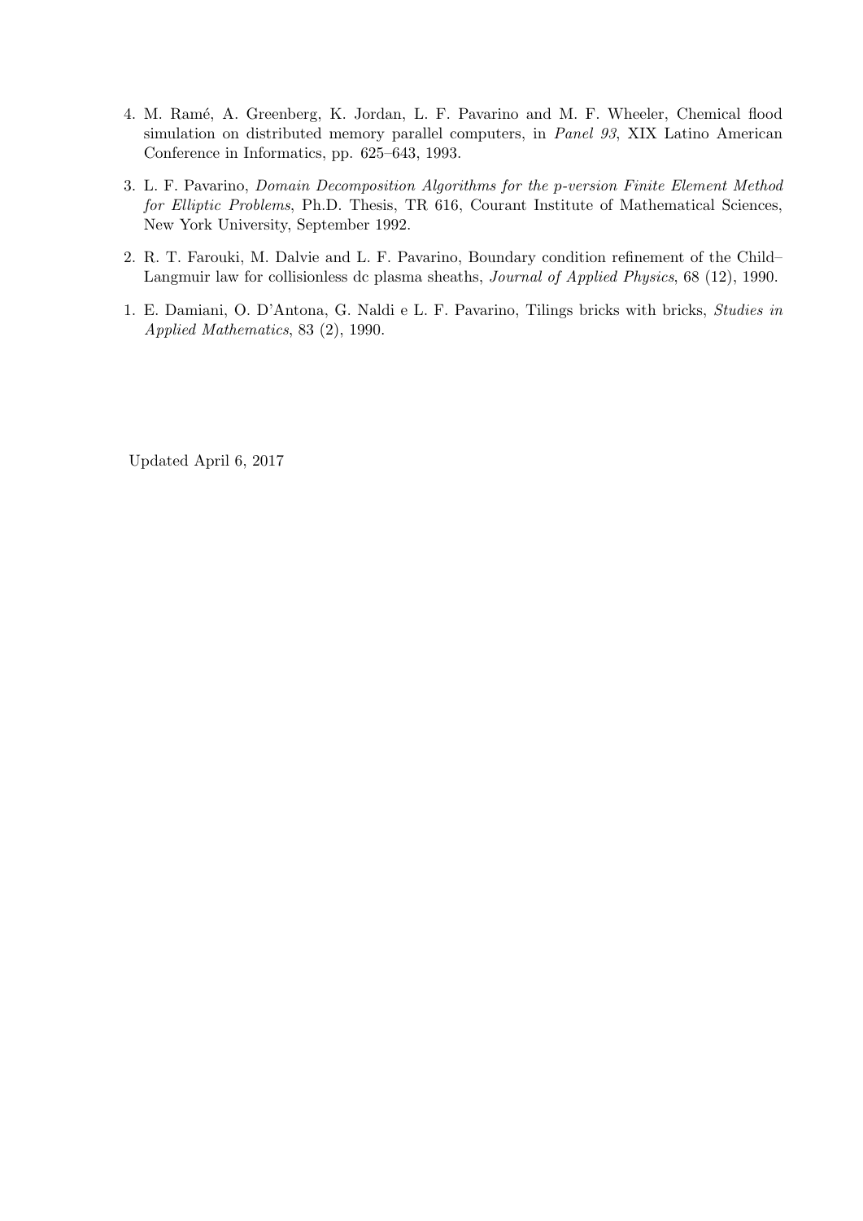4. M. Ramé, A. Greenberg, K. Jordan, L. F. Pavarino and M. F. Wheeler, Chemical flood simulation on distributed memory parallel computers, in *Panel 93*, XIX Latino American Conference in Informatics, pp. 625–643, 1993.

3. L. F. Pavarino, *Domain Decomposition Algorithms for the p-version Finite Element Method for Elliptic Problems*, Ph.D. Thesis, TR 616, Courant Institute of Mathematical Sciences, New York University, September 1992.

2. R. T. Farouki, M. Dalvie and L. F. Pavarino, Boundary condition refinement of the Child–Langmuir law for collisionless dc plasma sheaths, *Journal of Applied Physics*, 68 (12), 1990.

1. E. Damiani, O. D'Antona, G. Naldi e L. F. Pavarino, Tilings bricks with bricks, *Studies in Applied Mathematics*, 83 (2), 1990.

Updated April 6, 2017